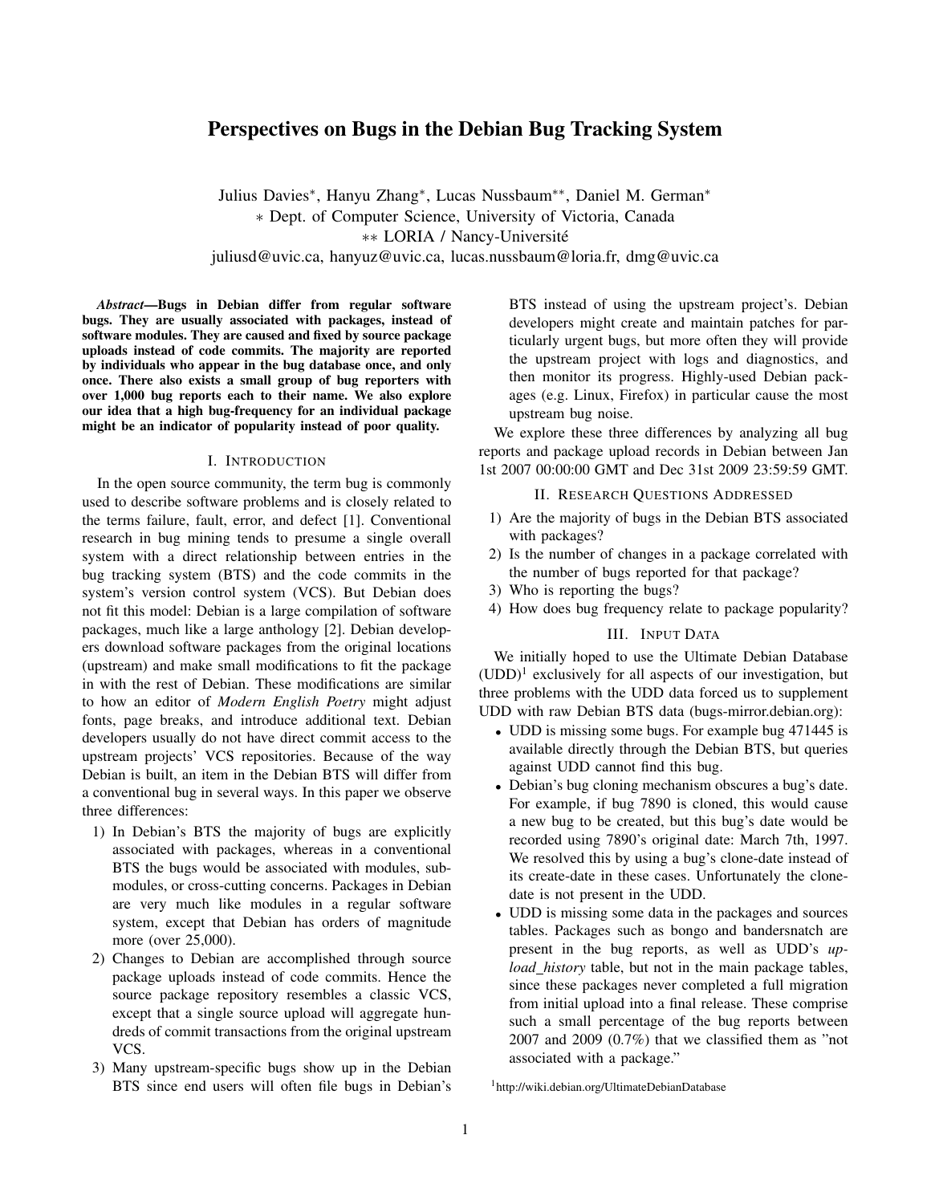# Perspectives on Bugs in the Debian Bug Tracking System

Julius Davies*, Hanyu Zhang*, Lucas Nussbaum**, Daniel M. German*

* Dept. of Computer Science, University of Victoria, Canada

** LORIA / Nancy-Université

juliusd@uvic.ca, hanyuz@uvic.ca, lucas.nussbaum@loria.fr, dmg@uvic.ca

***Abstract*—Bugs in Debian differ from regular software bugs. They are usually associated with packages, instead of software modules. They are caused and fixed by source package uploads instead of code commits. The majority are reported by individuals who appear in the bug database once, and only once. There also exists a small group of bug reporters with over 1,000 bug reports each to their name. We also explore our idea that a high bug-frequency for an individual package might be an indicator of popularity instead of poor quality.**

## I. Introduction

In the open source community, the term bug is commonly used to describe software problems and is closely related to the terms failure, fault, error, and defect [1]. Conventional research in bug mining tends to presume a single overall system with a direct relationship between entries in the bug tracking system (BTS) and the code commits in the system's version control system (VCS). But Debian does not fit this model: Debian is a large compilation of software packages, much like a large anthology [2]. Debian developers download software packages from the original locations (upstream) and make small modifications to fit the package in with the rest of Debian. These modifications are similar to how an editor of *Modern English Poetry* might adjust fonts, page breaks, and introduce additional text. Debian developers usually do not have direct commit access to the upstream projects' VCS repositories. Because of the way Debian is built, an item in the Debian BTS will differ from a conventional bug in several ways. In this paper we observe three differences:

1) In Debian's BTS the majority of bugs are explicitly associated with packages, whereas in a conventional BTS the bugs would be associated with modules, submodules, or cross-cutting concerns. Packages in Debian are very much like modules in a regular software system, except that Debian has orders of magnitude more (over 25,000).
2) Changes to Debian are accomplished through source package uploads instead of code commits. Hence the source package repository resembles a classic VCS, except that a single source upload will aggregate hundreds of commit transactions from the original upstream VCS.
3) Many upstream-specific bugs show up in the Debian BTS since end users will often file bugs in Debian's BTS instead of using the upstream project's. Debian developers might create and maintain patches for particularly urgent bugs, but more often they will provide the upstream project with logs and diagnostics, and then monitor its progress. Highly-used Debian packages (e.g. Linux, Firefox) in particular cause the most upstream bug noise.

We explore these three differences by analyzing all bug reports and package upload records in Debian between Jan 1st 2007 00:00:00 GMT and Dec 31st 2009 23:59:59 GMT.

## II. Research Questions Addressed

1) Are the majority of bugs in the Debian BTS associated with packages?
2) Is the number of changes in a package correlated with the number of bugs reported for that package?
3) Who is reporting the bugs?
4) How does bug frequency relate to package popularity?

## III. Input Data

We initially hoped to use the Ultimate Debian Database (UDD)[1] exclusively for all aspects of our investigation, but three problems with the UDD data forced us to supplement UDD with raw Debian BTS data (bugs-mirror.debian.org):

- UDD is missing some bugs. For example bug 471445 is available directly through the Debian BTS, but queries against UDD cannot find this bug.
- Debian's bug cloning mechanism obscures a bug's date. For example, if bug 7890 is cloned, this would cause a new bug to be created, but this bug's date would be recorded using 7890's original date: March 7th, 1997. We resolved this by using a bug's clone-date instead of its create-date in these cases. Unfortunately the clone-date is not present in the UDD.
- UDD is missing some data in the packages and sources tables. Packages such as bongo and bandersnatch are present in the bug reports, as well as UDD's *upload_history* table, but not in the main package tables, since these packages never completed a full migration from initial upload into a final release. These comprise such a small percentage of the bug reports between 2007 and 2009 (0.7%) that we classified them as "not associated with a package."

[1] http://wiki.debian.org/UltimateDebianDatabase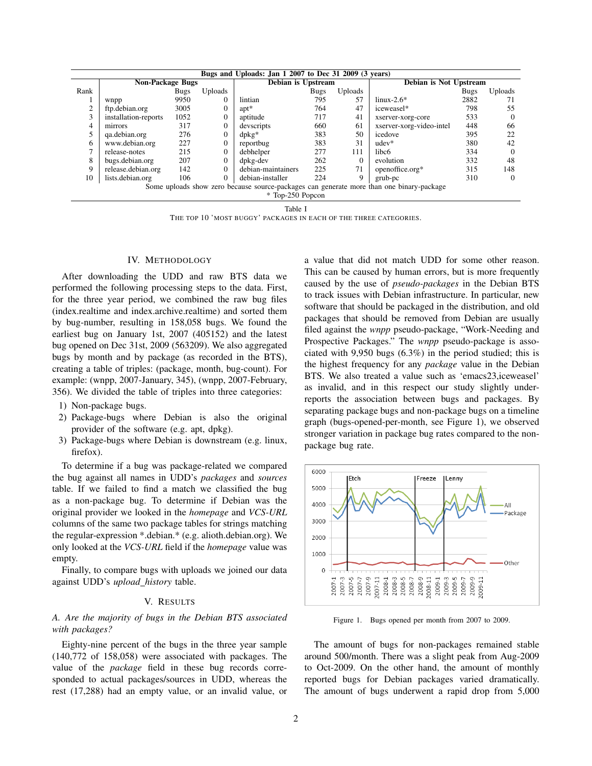| Bugs and Uploads: Jan 1 2007 to Dec 31 2009 (3 years) | | | | | | | | | |
|---|---|---|---|---|---|---|---|---|---|
| | Non-Package Bugs | | | Debian is Upstream | | | Debian is Not Upstream | | |
| Rank | | Bugs | Uploads | | Bugs | Uploads | | Bugs | Uploads |
| 1 | wnpp | 9950 | 0 | lintian | 795 | 57 | linux-2.6* | 2882 | 71 |
| 2 | ftp.debian.org | 3005 | 0 | apt* | 764 | 47 | iceweasel* | 798 | 55 |
| 3 | installation-reports | 1052 | 0 | aptitude | 717 | 41 | xserver-xorg-core | 533 | 0 |
| 4 | mirrors | 317 | 0 | devscripts | 660 | 61 | xserver-xorg-video-intel | 448 | 66 |
| 5 | qa.debian.org | 276 | 0 | dpkg* | 383 | 50 | icedove | 395 | 22 |
| 6 | www.debian.org | 227 | 0 | reportbug | 383 | 31 | udev* | 380 | 42 |
| 7 | release-notes | 215 | 0 | debhelper | 277 | 111 | libc6 | 334 | 0 |
| 8 | bugs.debian.org | 207 | 0 | dpkg-dev | 262 | 0 | evolution | 332 | 48 |
| 9 | release.debian.org | 142 | 0 | debian-maintainers | 225 | 71 | openoffice.org* | 315 | 148 |
| 10 | lists.debian.org | 106 | 0 | debian-installer | 224 | 9 | grub-pc | 310 | 0 |

Some uploads show zero because source-packages can generate more than one binary-package

* Top-250 Popcon

Table I

THE TOP 10 'MOST BUGGY' PACKAGES IN EACH OF THE THREE CATEGORIES.

## IV. METHODOLOGY

After downloading the UDD and raw BTS data we performed the following processing steps to the data. First, for the three year period, we combined the raw bug files (index.realtime and index.archive.realtime) and sorted them by bug-number, resulting in 158,058 bugs. We found the earliest bug on January 1st, 2007 (405152) and the latest bug opened on Dec 31st, 2009 (563209). We also aggregated bugs by month and by package (as recorded in the BTS), creating a table of triples: (package, month, bug-count). For example: (wnpp, 2007-January, 345), (wnpp, 2007-February, 356). We divided the table of triples into three categories:

1) Non-package bugs.
2) Package-bugs where Debian is also the original provider of the software (e.g. apt, dpkg).
3) Package-bugs where Debian is downstream (e.g. linux, firefox).

To determine if a bug was package-related we compared the bug against all names in UDD's *packages* and *sources* table. If we failed to find a match we classified the bug as a non-package bug. To determine if Debian was the original provider we looked in the *homepage* and *VCS-URL* columns of the same two package tables for strings matching the regular-expression *.debian.* (e.g. alioth.debian.org). We only looked at the *VCS-URL* field if the *homepage* value was empty.

Finally, to compare bugs with uploads we joined our data against UDD's *upload_history* table.

## V. RESULTS

### A. Are the majority of bugs in the Debian BTS associated with packages?

Eighty-nine percent of the bugs in the three year sample (140,772 of 158,058) were associated with packages. The value of the *package* field in these bug records corresponded to actual packages/sources in UDD, whereas the rest (17,288) had an empty value, or an invalid value, or a value that did not match UDD for some other reason. This can be caused by human errors, but is more frequently caused by the use of *pseudo-packages* in the Debian BTS to track issues with Debian infrastructure. In particular, new software that should be packaged in the distribution, and old packages that should be removed from Debian are usually filed against the *wnpp* pseudo-package, "Work-Needing and Prospective Packages." The *wnpp* pseudo-package is associated with 9,950 bugs (6.3%) in the period studied; this is the highest frequency for any *package* value in the Debian BTS. We also treated a value such as 'emacs23,iceweasel' as invalid, and in this respect our study slightly under-reports the association between bugs and packages. By separating package bugs and non-package bugs on a timeline graph (bugs-opened-per-month, see Figure 1), we observed stronger variation in package bug rates compared to the non-package bug rate.

Figure 1. Bugs opened per month from 2007 to 2009.

The amount of bugs for non-packages remained stable around 500/month. There was a slight peak from Aug-2009 to Oct-2009. On the other hand, the amount of monthly reported bugs for Debian packages varied dramatically. The amount of bugs underwent a rapid drop from 5,000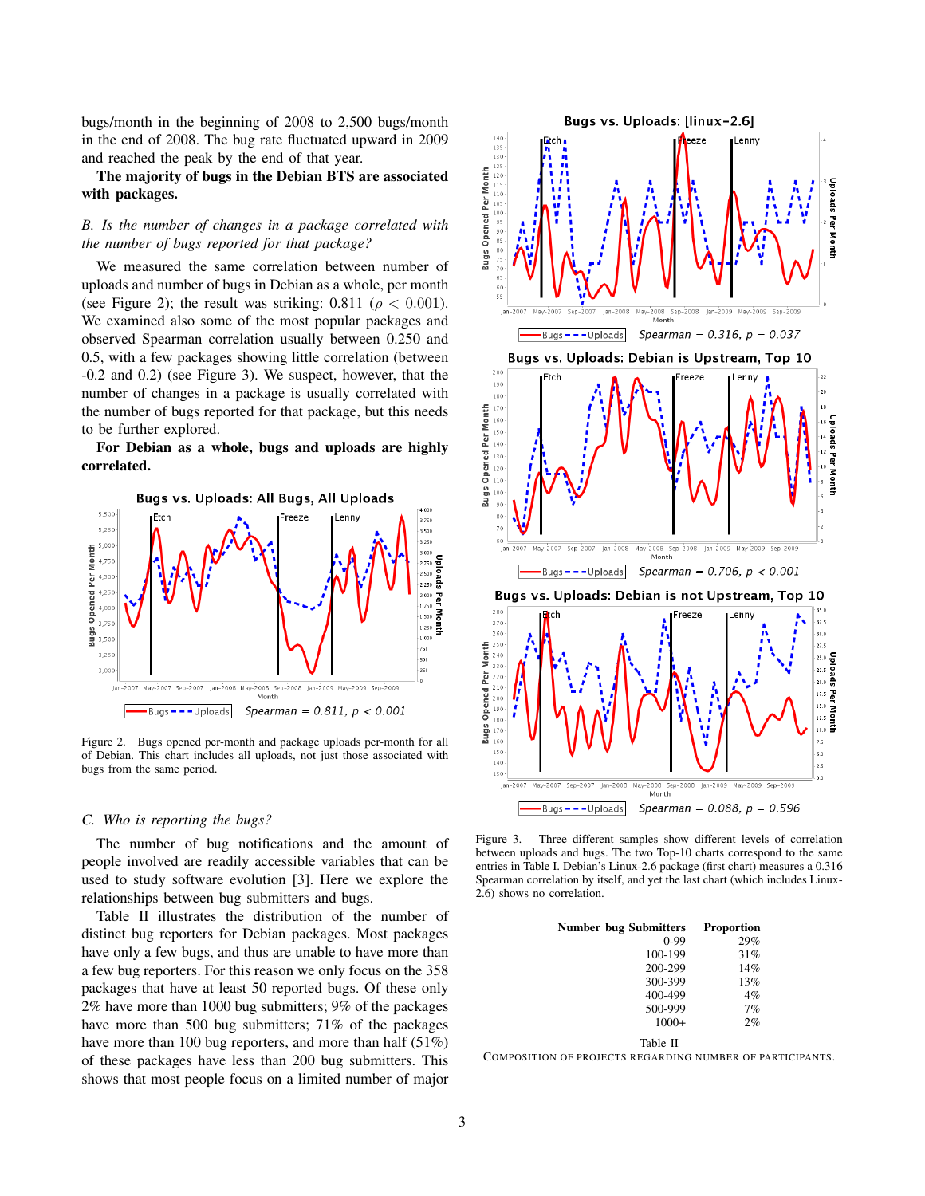bugs/month in the beginning of 2008 to 2,500 bugs/month in the end of 2008. The bug rate fluctuated upward in 2009 and reached the peak by the end of that year.

**The majority of bugs in the Debian BTS are associated with packages.**

### *B. Is the number of changes in a package correlated with the number of bugs reported for that package?*

We measured the same correlation between number of uploads and number of bugs in Debian as a whole, per month (see Figure 2); the result was striking: 0.811 ($\rho < 0.001$). We examined also some of the most popular packages and observed Spearman correlation usually between 0.250 and 0.5, with a few packages showing little correlation (between -0.2 and 0.2) (see Figure 3). We suspect, however, that the number of changes in a package is usually correlated with the number of bugs reported for that package, but this needs to be further explored.

**For Debian as a whole, bugs and uploads are highly correlated.**

Figure 2. Bugs opened per-month and package uploads per-month for all of Debian. This chart includes all uploads, not just those associated with bugs from the same period.

### *C. Who is reporting the bugs?*

The number of bug notifications and the amount of people involved are readily accessible variables that can be used to study software evolution [3]. Here we explore the relationships between bug submitters and bugs.

Table II illustrates the distribution of the number of distinct bug reporters for Debian packages. Most packages have only a few bugs, and thus are unable to have more than a few bug reporters. For this reason we only focus on the 358 packages that have at least 50 reported bugs. Of these only 2% have more than 1000 bug submitters; 9% of the packages have more than 500 bug submitters; 71% of the packages have more than 100 bug reporters, and more than half (51%) of these packages have less than 200 bug submitters. This shows that most people focus on a limited number of major

Figure 3. Three different samples show different levels of correlation between uploads and bugs. The two Top-10 charts correspond to the same entries in Table I. Debian's Linux-2.6 package (first chart) measures a 0.316 Spearman correlation by itself, and yet the last chart (which includes Linux-2.6) shows no correlation.

| Number bug Submitters | Proportion |
|---|---|
| 0-99 | 29% |
| 100-199 | 31% |
| 200-299 | 14% |
| 300-399 | 13% |
| 400-499 | 4% |
| 500-999 | 7% |
| 1000+ | 2% |

Table II
COMPOSITION OF PROJECTS REGARDING NUMBER OF PARTICIPANTS.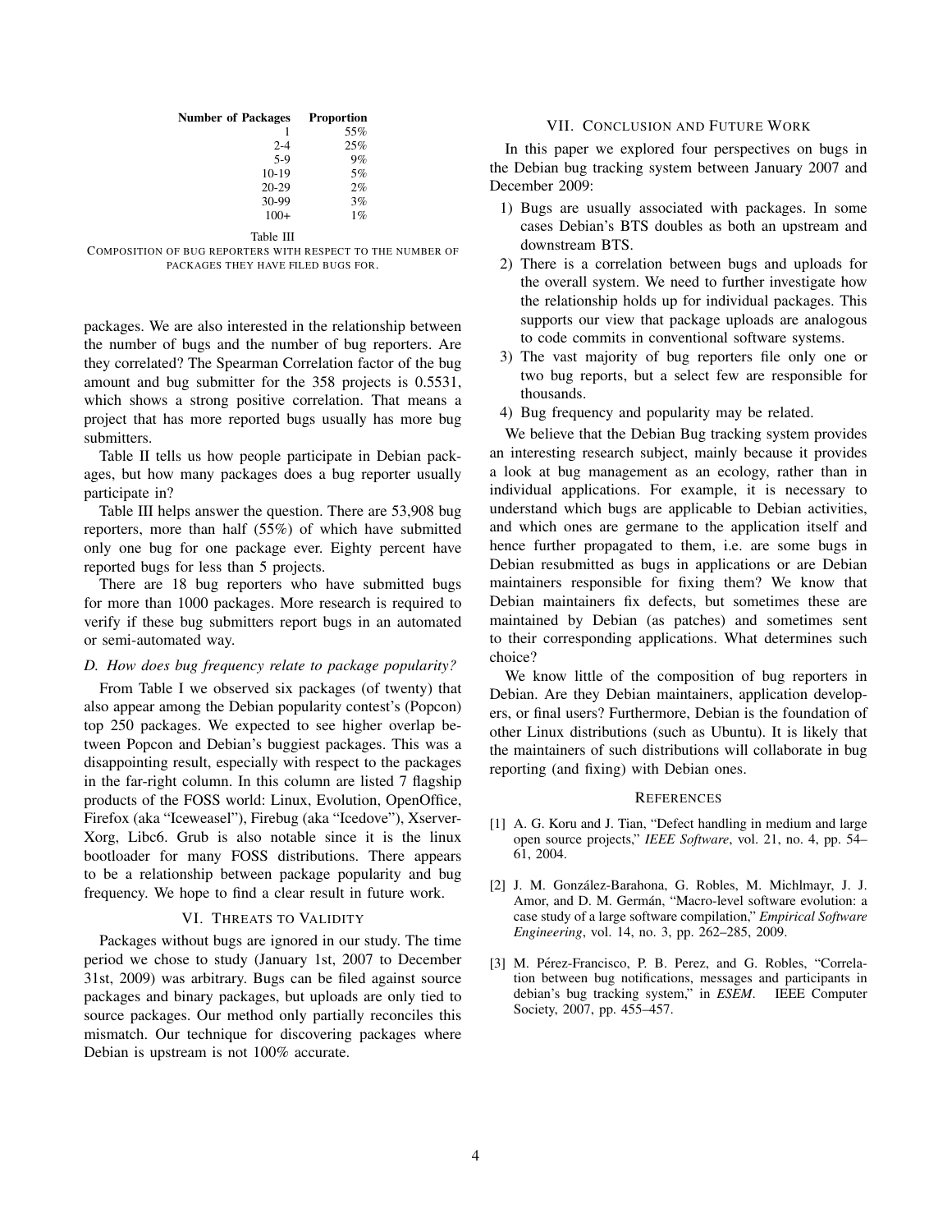| Number of Packages | Proportion |
|---|---|
| 1 | 55% |
| 2-4 | 25% |
| 5-9 | 9% |
| 10-19 | 5% |
| 20-29 | 2% |
| 30-99 | 3% |
| 100+ | 1% |

Table III
COMPOSITION OF BUG REPORTERS WITH RESPECT TO THE NUMBER OF PACKAGES THEY HAVE FILED BUGS FOR.

packages. We are also interested in the relationship between the number of bugs and the number of bug reporters. Are they correlated? The Spearman Correlation factor of the bug amount and bug submitter for the 358 projects is 0.5531, which shows a strong positive correlation. That means a project that has more reported bugs usually has more bug submitters.

Table II tells us how people participate in Debian packages, but how many packages does a bug reporter usually participate in?

Table III helps answer the question. There are 53,908 bug reporters, more than half (55%) of which have submitted only one bug for one package ever. Eighty percent have reported bugs for less than 5 projects.

There are 18 bug reporters who have submitted bugs for more than 1000 packages. More research is required to verify if these bug submitters report bugs in an automated or semi-automated way.

### *D. How does bug frequency relate to package popularity?*

From Table I we observed six packages (of twenty) that also appear among the Debian popularity contest's (Popcon) top 250 packages. We expected to see higher overlap between Popcon and Debian's buggiest packages. This was a disappointing result, especially with respect to the packages in the far-right column. In this column are listed 7 flagship products of the FOSS world: Linux, Evolution, OpenOffice, Firefox (aka "Iceweasel"), Firebug (aka "Icedove"), Xserver-Xorg, Libc6. Grub is also notable since it is the linux bootloader for many FOSS distributions. There appears to be a relationship between package popularity and bug frequency. We hope to find a clear result in future work.

## VI. THREATS TO VALIDITY

Packages without bugs are ignored in our study. The time period we chose to study (January 1st, 2007 to December 31st, 2009) was arbitrary. Bugs can be filed against source packages and binary packages, but uploads are only tied to source packages. Our method only partially reconciles this mismatch. Our technique for discovering packages where Debian is upstream is not 100% accurate.

## VII. CONCLUSION AND FUTURE WORK

In this paper we explored four perspectives on bugs in the Debian bug tracking system between January 2007 and December 2009:

1) Bugs are usually associated with packages. In some cases Debian's BTS doubles as both an upstream and downstream BTS.
2) There is a correlation between bugs and uploads for the overall system. We need to further investigate how the relationship holds up for individual packages. This supports our view that package uploads are analogous to code commits in conventional software systems.
3) The vast majority of bug reporters file only one or two bug reports, but a select few are responsible for thousands.
4) Bug frequency and popularity may be related.

We believe that the Debian Bug tracking system provides an interesting research subject, mainly because it provides a look at bug management as an ecology, rather than in individual applications. For example, it is necessary to understand which bugs are applicable to Debian activities, and which ones are germane to the application itself and hence further propagated to them, i.e. are some bugs in Debian resubmitted as bugs in applications or are Debian maintainers responsible for fixing them? We know that Debian maintainers fix defects, but sometimes these are maintained by Debian (as patches) and sometimes sent to their corresponding applications. What determines such choice?

We know little of the composition of bug reporters in Debian. Are they Debian maintainers, application developers, or final users? Furthermore, Debian is the foundation of other Linux distributions (such as Ubuntu). It is likely that the maintainers of such distributions will collaborate in bug reporting (and fixing) with Debian ones.

## REFERENCES

[1] A. G. Koru and J. Tian, "Defect handling in medium and large open source projects," *IEEE Software*, vol. 21, no. 4, pp. 54–61, 2004.

[2] J. M. González-Barahona, G. Robles, M. Michlmayr, J. J. Amor, and D. M. Germán, "Macro-level software evolution: a case study of a large software compilation," *Empirical Software Engineering*, vol. 14, no. 3, pp. 262–285, 2009.

[3] M. Pérez-Francisco, P. B. Perez, and G. Robles, "Correlation between bug notifications, messages and participants in debian's bug tracking system," in *ESEM*. IEEE Computer Society, 2007, pp. 455–457.